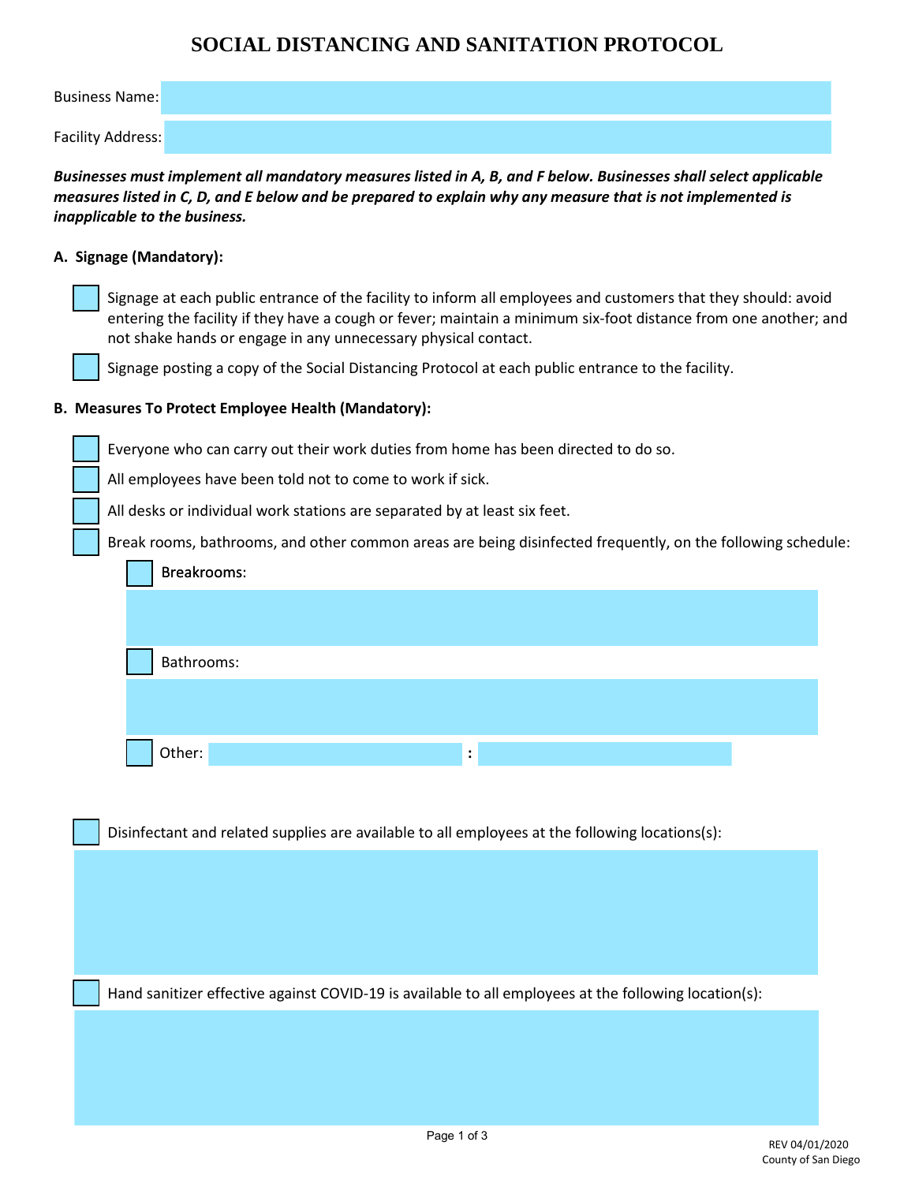# SOCIAL DISTANCING AND SANITATION PROTOCOL

Business Name:

Facility Address:

***Businesses must implement all mandatory measures listed in A, B, and F below. Businesses shall select applicable measures listed in C, D, and E below and be prepared to explain why any measure that is not implemented is inapplicable to the business.***

**A. Signage (Mandatory):**

- [ ] Signage at each public entrance of the facility to inform all employees and customers that they should: avoid entering the facility if they have a cough or fever; maintain a minimum six-foot distance from one another; and not shake hands or engage in any unnecessary physical contact.
- [ ] Signage posting a copy of the Social Distancing Protocol at each public entrance to the facility.

**B. Measures To Protect Employee Health (Mandatory):**

- [ ] Everyone who can carry out their work duties from home has been directed to do so.
- [ ] All employees have been told not to come to work if sick.
- [ ] All desks or individual work stations are separated by at least six feet.
- [ ] Break rooms, bathrooms, and other common areas are being disinfected frequently, on the following schedule:
  - [ ] Breakrooms:
  - [ ] Bathrooms:
  - [ ] Other: :

- [ ] Disinfectant and related supplies are available to all employees at the following locations(s):

- [ ] Hand sanitizer effective against COVID-19 is available to all employees at the following location(s):

REV 04/01/2020
County of San Diego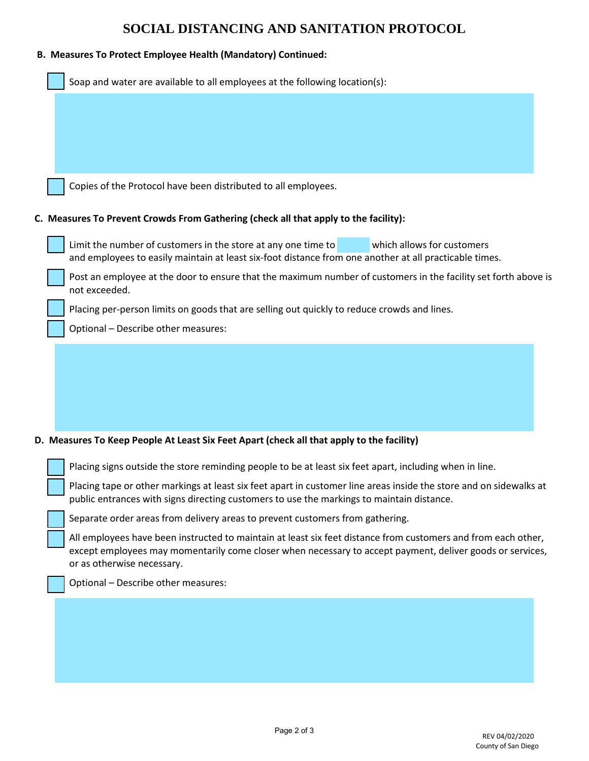# SOCIAL DISTANCING AND SANITATION PROTOCOL

**B. Measures To Protect Employee Health (Mandatory) Continued:**

- [ ] Soap and water are available to all employees at the following location(s):

- [ ] Copies of the Protocol have been distributed to all employees.

**C. Measures To Prevent Crowds From Gathering (check all that apply to the facility):**

- [ ] Limit the number of customers in the store at any one time to ______ which allows for customers and employees to easily maintain at least six-foot distance from one another at all practicable times.
- [ ] Post an employee at the door to ensure that the maximum number of customers in the facility set forth above is not exceeded.
- [ ] Placing per-person limits on goods that are selling out quickly to reduce crowds and lines.
- [ ] Optional – Describe other measures:

**D. Measures To Keep People At Least Six Feet Apart (check all that apply to the facility)**

- [ ] Placing signs outside the store reminding people to be at least six feet apart, including when in line.
- [ ] Placing tape or other markings at least six feet apart in customer line areas inside the store and on sidewalks at public entrances with signs directing customers to use the markings to maintain distance.
- [ ] Separate order areas from delivery areas to prevent customers from gathering.
- [ ] All employees have been instructed to maintain at least six feet distance from customers and from each other, except employees may momentarily come closer when necessary to accept payment, deliver goods or services, or as otherwise necessary.
- [ ] Optional – Describe other measures: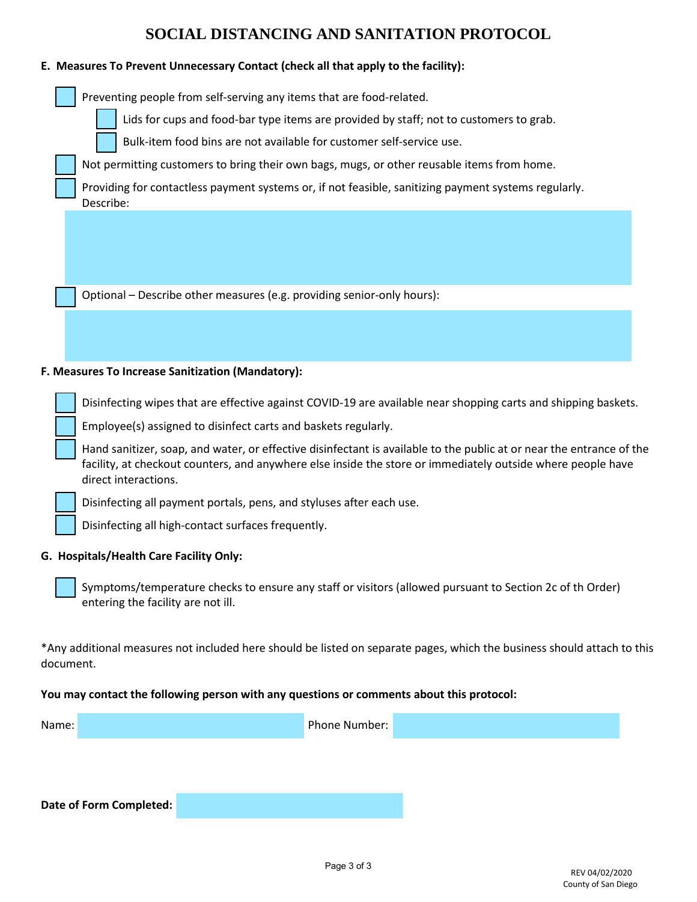# SOCIAL DISTANCING AND SANITATION PROTOCOL

**E. Measures To Prevent Unnecessary Contact (check all that apply to the facility):**

- [ ] Preventing people from self-serving any items that are food-related.
  - [ ] Lids for cups and food-bar type items are provided by staff; not to customers to grab.
  - [ ] Bulk-item food bins are not available for customer self-service use.
- [ ] Not permitting customers to bring their own bags, mugs, or other reusable items from home.
- [ ] Providing for contactless payment systems or, if not feasible, sanitizing payment systems regularly. Describe:
- [ ] Optional – Describe other measures (e.g. providing senior-only hours):

**F. Measures To Increase Sanitization (Mandatory):**

- [ ] Disinfecting wipes that are effective against COVID-19 are available near shopping carts and shipping baskets.
- [ ] Employee(s) assigned to disinfect carts and baskets regularly.
- [ ] Hand sanitizer, soap, and water, or effective disinfectant is available to the public at or near the entrance of the facility, at checkout counters, and anywhere else inside the store or immediately outside where people have direct interactions.
- [ ] Disinfecting all payment portals, pens, and styluses after each use.
- [ ] Disinfecting all high-contact surfaces frequently.

**G. Hospitals/Health Care Facility Only:**

- [ ] Symptoms/temperature checks to ensure any staff or visitors (allowed pursuant to Section 2c of th Order) entering the facility are not ill.

*Any additional measures not included here should be listed on separate pages, which the business should attach to this document.

**You may contact the following person with any questions or comments about this protocol:**

Name: ____________________ Phone Number: ____________________

**Date of Form Completed:** ____________________

REV 04/02/2020
County of San Diego